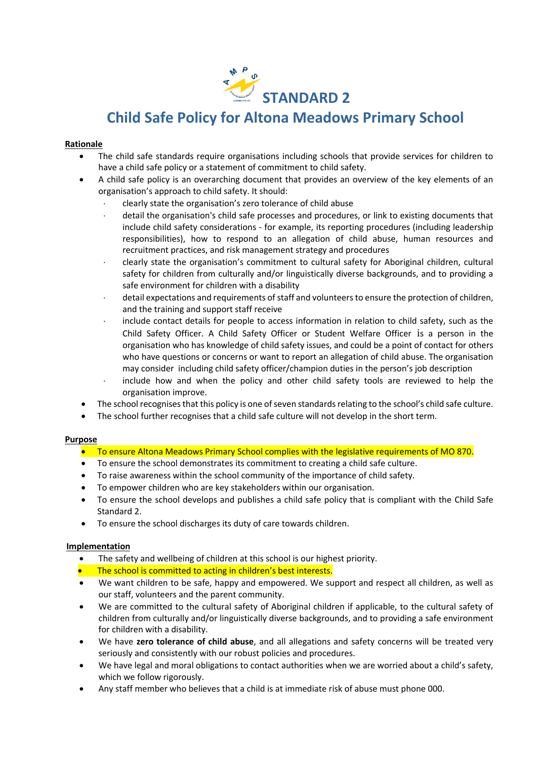# STANDARD 2

# Child Safe Policy for Altona Meadows Primary School

**Rationale**

- The child safe standards require organisations including schools that provide services for children to have a child safe policy or a statement of commitment to child safety.
- A child safe policy is an overarching document that provides an overview of the key elements of an organisation's approach to child safety. It should:
  - clearly state the organisation's zero tolerance of child abuse
  - detail the organisation's child safe processes and procedures, or link to existing documents that include child safety considerations - for example, its reporting procedures (including leadership responsibilities), how to respond to an allegation of child abuse, human resources and recruitment practices, and risk management strategy and procedures
  - clearly state the organisation's commitment to cultural safety for Aboriginal children, cultural safety for children from culturally and/or linguistically diverse backgrounds, and to providing a safe environment for children with a disability
  - detail expectations and requirements of staff and volunteers to ensure the protection of children, and the training and support staff receive
  - include contact details for people to access information in relation to child safety, such as the Child Safety Officer. A Child Safety Officer or Student Welfare Officer is a person in the organisation who has knowledge of child safety issues, and could be a point of contact for others who have questions or concerns or want to report an allegation of child abuse. The organisation may consider including child safety officer/champion duties in the person's job description
  - include how and when the policy and other child safety tools are reviewed to help the organisation improve.
- The school recognises that this policy is one of seven standards relating to the school's child safe culture.
- The school further recognises that a child safe culture will not develop in the short term.

**Purpose**

- To ensure Altona Meadows Primary School complies with the legislative requirements of MO 870.
- To ensure the school demonstrates its commitment to creating a child safe culture.
- To raise awareness within the school community of the importance of child safety.
- To empower children who are key stakeholders within our organisation.
- To ensure the school develops and publishes a child safe policy that is compliant with the Child Safe Standard 2.
- To ensure the school discharges its duty of care towards children.

**Implementation**

- The safety and wellbeing of children at this school is our highest priority.
- The school is committed to acting in children's best interests.
- We want children to be safe, happy and empowered. We support and respect all children, as well as our staff, volunteers and the parent community.
- We are committed to the cultural safety of Aboriginal children if applicable, to the cultural safety of children from culturally and/or linguistically diverse backgrounds, and to providing a safe environment for children with a disability.
- We have **zero tolerance of child abuse**, and all allegations and safety concerns will be treated very seriously and consistently with our robust policies and procedures.
- We have legal and moral obligations to contact authorities when we are worried about a child's safety, which we follow rigorously.
- Any staff member who believes that a child is at immediate risk of abuse must phone 000.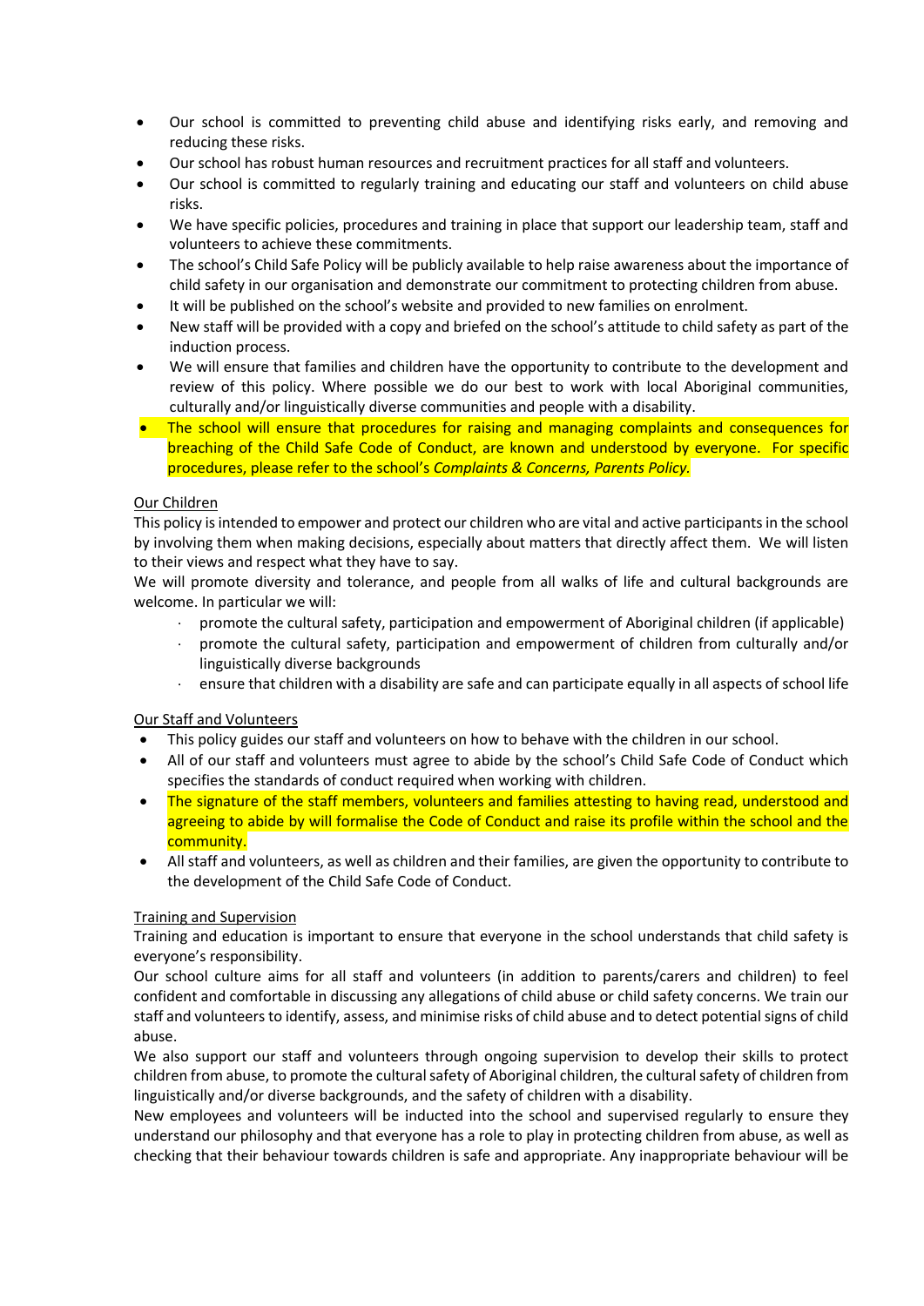- Our school is committed to preventing child abuse and identifying risks early, and removing and reducing these risks.
- Our school has robust human resources and recruitment practices for all staff and volunteers.
- Our school is committed to regularly training and educating our staff and volunteers on child abuse risks.
- We have specific policies, procedures and training in place that support our leadership team, staff and volunteers to achieve these commitments.
- The school's Child Safe Policy will be publicly available to help raise awareness about the importance of child safety in our organisation and demonstrate our commitment to protecting children from abuse.
- It will be published on the school's website and provided to new families on enrolment.
- New staff will be provided with a copy and briefed on the school's attitude to child safety as part of the induction process.
- We will ensure that families and children have the opportunity to contribute to the development and review of this policy. Where possible we do our best to work with local Aboriginal communities, culturally and/or linguistically diverse communities and people with a disability.
- The school will ensure that procedures for raising and managing complaints and consequences for breaching of the Child Safe Code of Conduct, are known and understood by everyone. For specific procedures, please refer to the school's *Complaints & Concerns, Parents Policy.*

Our Children

This policy is intended to empower and protect our children who are vital and active participants in the school by involving them when making decisions, especially about matters that directly affect them. We will listen to their views and respect what they have to say.

We will promote diversity and tolerance, and people from all walks of life and cultural backgrounds are welcome. In particular we will:

- promote the cultural safety, participation and empowerment of Aboriginal children (if applicable)
- promote the cultural safety, participation and empowerment of children from culturally and/or linguistically diverse backgrounds
- ensure that children with a disability are safe and can participate equally in all aspects of school life

Our Staff and Volunteers

- This policy guides our staff and volunteers on how to behave with the children in our school.
- All of our staff and volunteers must agree to abide by the school's Child Safe Code of Conduct which specifies the standards of conduct required when working with children.
- The signature of the staff members, volunteers and families attesting to having read, understood and agreeing to abide by will formalise the Code of Conduct and raise its profile within the school and the community.
- All staff and volunteers, as well as children and their families, are given the opportunity to contribute to the development of the Child Safe Code of Conduct.

Training and Supervision

Training and education is important to ensure that everyone in the school understands that child safety is everyone's responsibility.

Our school culture aims for all staff and volunteers (in addition to parents/carers and children) to feel confident and comfortable in discussing any allegations of child abuse or child safety concerns. We train our staff and volunteers to identify, assess, and minimise risks of child abuse and to detect potential signs of child abuse.

We also support our staff and volunteers through ongoing supervision to develop their skills to protect children from abuse, to promote the cultural safety of Aboriginal children, the cultural safety of children from linguistically and/or diverse backgrounds, and the safety of children with a disability.

New employees and volunteers will be inducted into the school and supervised regularly to ensure they understand our philosophy and that everyone has a role to play in protecting children from abuse, as well as checking that their behaviour towards children is safe and appropriate. Any inappropriate behaviour will be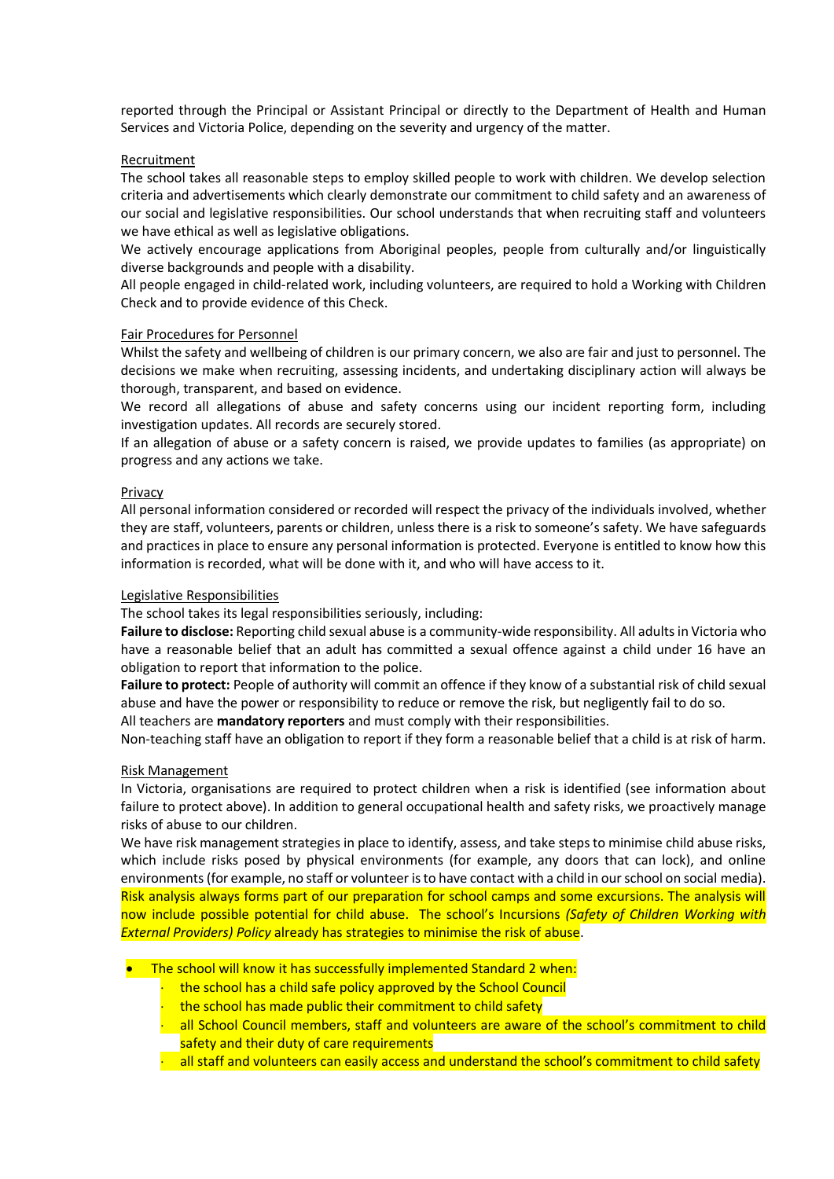reported through the Principal or Assistant Principal or directly to the Department of Health and Human Services and Victoria Police, depending on the severity and urgency of the matter.

### Recruitment

The school takes all reasonable steps to employ skilled people to work with children. We develop selection criteria and advertisements which clearly demonstrate our commitment to child safety and an awareness of our social and legislative responsibilities. Our school understands that when recruiting staff and volunteers we have ethical as well as legislative obligations.

We actively encourage applications from Aboriginal peoples, people from culturally and/or linguistically diverse backgrounds and people with a disability.

All people engaged in child-related work, including volunteers, are required to hold a Working with Children Check and to provide evidence of this Check.

### Fair Procedures for Personnel

Whilst the safety and wellbeing of children is our primary concern, we also are fair and just to personnel. The decisions we make when recruiting, assessing incidents, and undertaking disciplinary action will always be thorough, transparent, and based on evidence.

We record all allegations of abuse and safety concerns using our incident reporting form, including investigation updates. All records are securely stored.

If an allegation of abuse or a safety concern is raised, we provide updates to families (as appropriate) on progress and any actions we take.

### Privacy

All personal information considered or recorded will respect the privacy of the individuals involved, whether they are staff, volunteers, parents or children, unless there is a risk to someone's safety. We have safeguards and practices in place to ensure any personal information is protected. Everyone is entitled to know how this information is recorded, what will be done with it, and who will have access to it.

### Legislative Responsibilities

The school takes its legal responsibilities seriously, including:

**Failure to disclose:** Reporting child sexual abuse is a community-wide responsibility. All adults in Victoria who have a reasonable belief that an adult has committed a sexual offence against a child under 16 have an obligation to report that information to the police.

**Failure to protect:** People of authority will commit an offence if they know of a substantial risk of child sexual abuse and have the power or responsibility to reduce or remove the risk, but negligently fail to do so.

All teachers are **mandatory reporters** and must comply with their responsibilities.

Non-teaching staff have an obligation to report if they form a reasonable belief that a child is at risk of harm.

### Risk Management

In Victoria, organisations are required to protect children when a risk is identified (see information about failure to protect above). In addition to general occupational health and safety risks, we proactively manage risks of abuse to our children.

We have risk management strategies in place to identify, assess, and take steps to minimise child abuse risks, which include risks posed by physical environments (for example, any doors that can lock), and online environments (for example, no staff or volunteer is to have contact with a child in our school on social media).

Risk analysis always forms part of our preparation for school camps and some excursions. The analysis will now include possible potential for child abuse. The school's Incursions *(Safety of Children Working with External Providers) Policy* already has strategies to minimise the risk of abuse.

- The school will know it has successfully implemented Standard 2 when:
  - the school has a child safe policy approved by the School Council
  - the school has made public their commitment to child safety
  - all School Council members, staff and volunteers are aware of the school's commitment to child safety and their duty of care requirements
  - all staff and volunteers can easily access and understand the school's commitment to child safety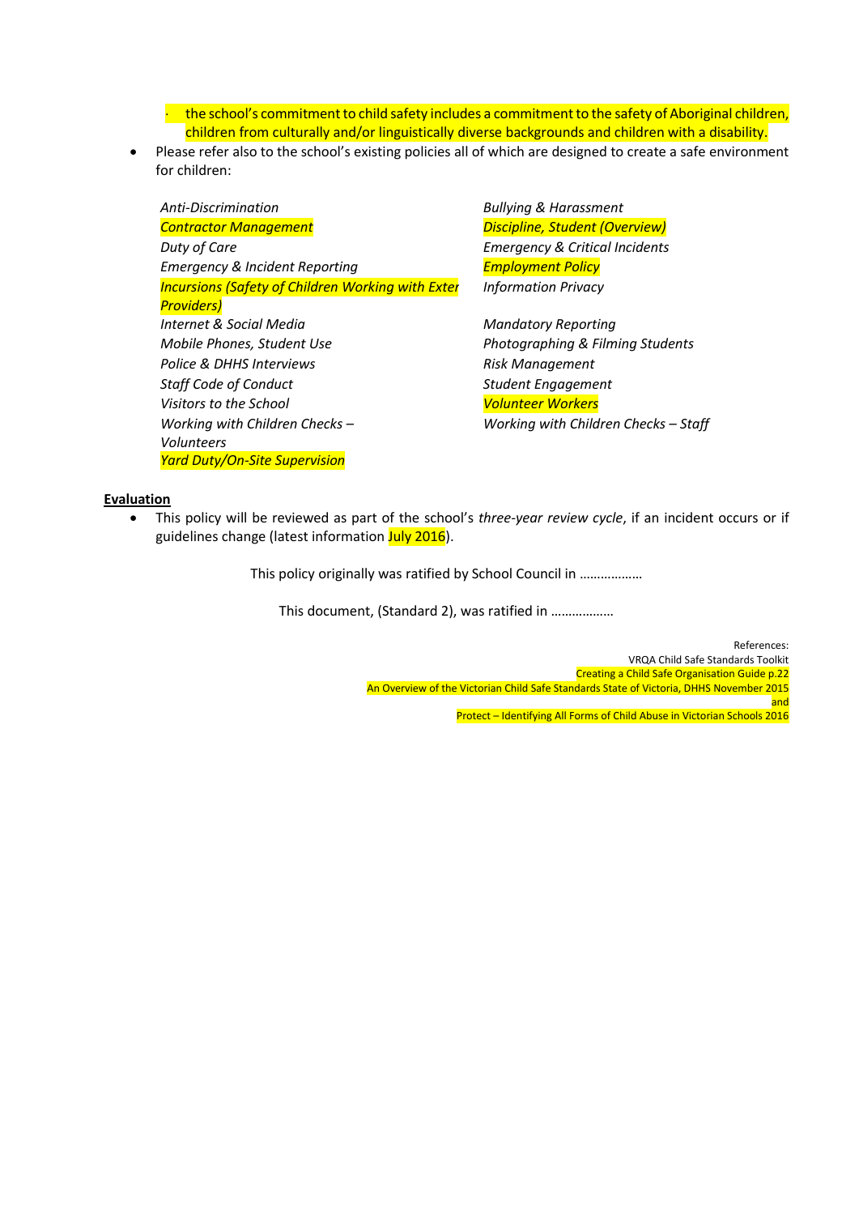- the school's commitment to child safety includes a commitment to the safety of Aboriginal children, children from culturally and/or linguistically diverse backgrounds and children with a disability.

- Please refer also to the school's existing policies all of which are designed to create a safe environment for children:

*Anti-Discrimination*
*Contractor Management*
*Duty of Care*
*Emergency & Incident Reporting*
*Incursions (Safety of Children Working with Exter Providers)*
*Internet & Social Media*
*Mobile Phones, Student Use*
*Police & DHHS Interviews*
*Staff Code of Conduct*
*Visitors to the School*
*Working with Children Checks – Volunteers*
*Yard Duty/On-Site Supervision*
*Bullying & Harassment*
*Discipline, Student (Overview)*
*Emergency & Critical Incidents*
*Employment Policy*
*Information Privacy*
*Mandatory Reporting*
*Photographing & Filming Students*
*Risk Management*
*Student Engagement*
*Volunteer Workers*
*Working with Children Checks – Staff*

**Evaluation**

- This policy will be reviewed as part of the school's *three-year review cycle*, if an incident occurs or if guidelines change (latest information July 2016).

This policy originally was ratified by School Council in ………………

This document, (Standard 2), was ratified in ………………

References:
VRQA Child Safe Standards Toolkit
Creating a Child Safe Organisation Guide p.22
An Overview of the Victorian Child Safe Standards State of Victoria, DHHS November 2015
and
Protect – Identifying All Forms of Child Abuse in Victorian Schools 2016